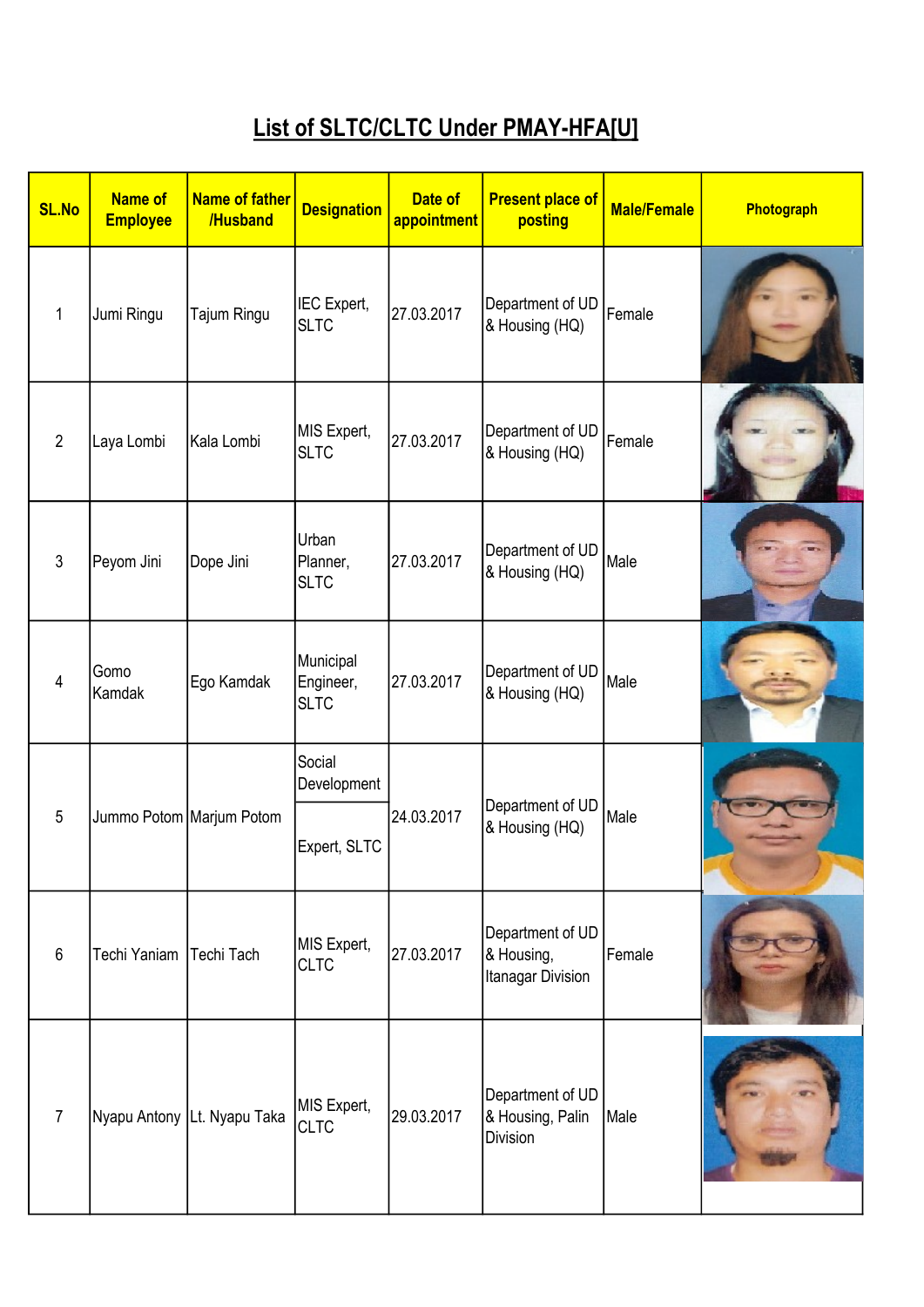# List of SLTC/CLTC Under PMAY-HFA[U]

| SL.No | Name of Employee | Name of father /Husband | Designation | Date of appointment | Present place of posting | Male/Female | Photograph |
|---|---|---|---|---|---|---|---|
| 1 | Jumi Ringu | Tajum Ringu | IEC Expert, SLTC | 27.03.2017 | Department of UD & Housing (HQ) | Female | |
| 2 | Laya Lombi | Kala Lombi | MIS Expert, SLTC | 27.03.2017 | Department of UD & Housing (HQ) | Female | |
| 3 | Peyom Jini | Dope Jini | Urban Planner, SLTC | 27.03.2017 | Department of UD & Housing (HQ) | Male | |
| 4 | Gomo Kamdak | Ego Kamdak | Municipal Engineer, SLTC | 27.03.2017 | Department of UD & Housing (HQ) | Male | |
| 5 | Jummo Potom | Marjum Potom | Social Development Expert, SLTC | 24.03.2017 | Department of UD & Housing (HQ) | Male | |
| 6 | Techi Yaniam | Techi Tach | MIS Expert, CLTC | 27.03.2017 | Department of UD & Housing, Itanagar Division | Female | |
| 7 | Nyapu Antony | Lt. Nyapu Taka | MIS Expert, CLTC | 29.03.2017 | Department of UD & Housing, Palin Division | Male | |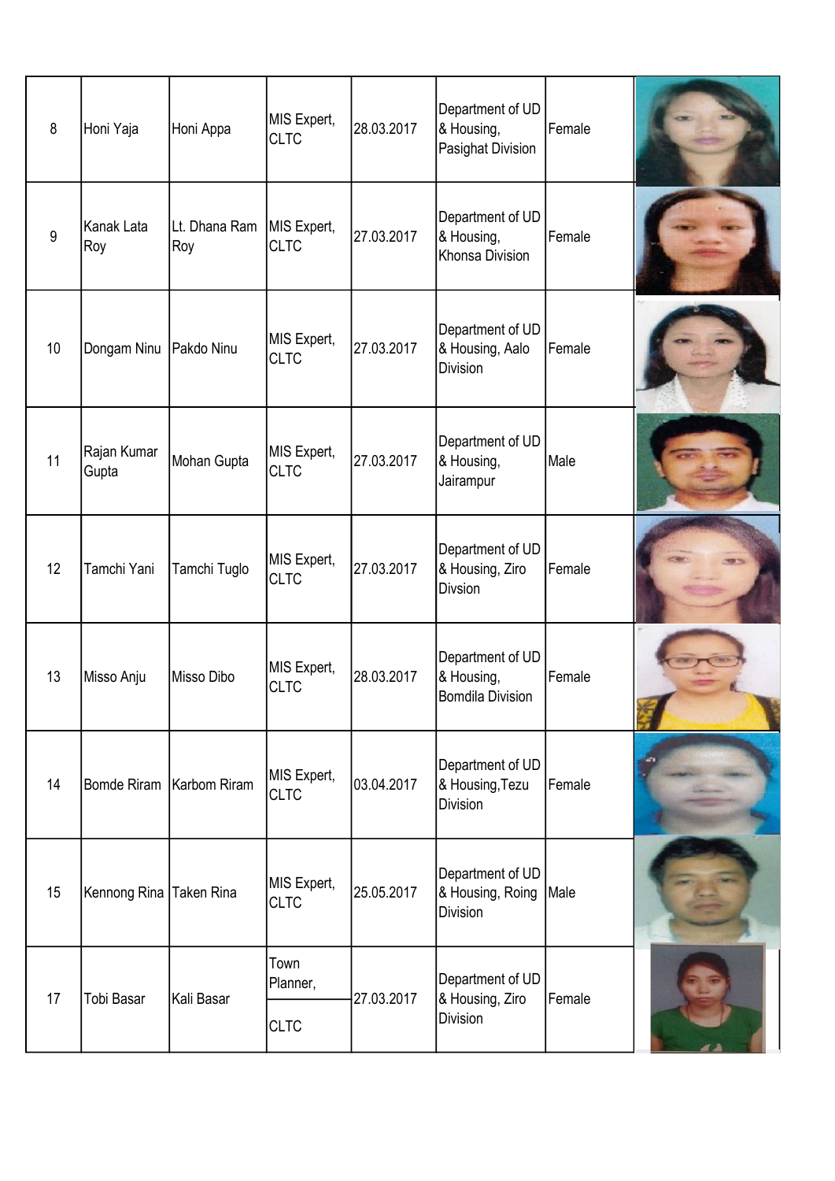| | | | | | | | |
|---|---|---|---|---|---|---|---|
| 8 | Honi Yaja | Honi Appa | MIS Expert, CLTC | 28.03.2017 | Department of UD & Housing, Pasighat Division | Female | |
| 9 | Kanak Lata Roy | Lt. Dhana Ram Roy | MIS Expert, CLTC | 27.03.2017 | Department of UD & Housing, Khonsa Division | Female | |
| 10 | Dongam Ninu | Pakdo Ninu | MIS Expert, CLTC | 27.03.2017 | Department of UD & Housing, Aalo Division | Female | |
| 11 | Rajan Kumar Gupta | Mohan Gupta | MIS Expert, CLTC | 27.03.2017 | Department of UD & Housing, Jairampur | Male | |
| 12 | Tamchi Yani | Tamchi Tuglo | MIS Expert, CLTC | 27.03.2017 | Department of UD & Housing, Ziro Divsion | Female | |
| 13 | Misso Anju | Misso Dibo | MIS Expert, CLTC | 28.03.2017 | Department of UD & Housing, Bomdila Division | Female | |
| 14 | Bomde Riram | Karbom Riram | MIS Expert, CLTC | 03.04.2017 | Department of UD & Housing,Tezu Division | Female | |
| 15 | Kennong Rina | Taken Rina | MIS Expert, CLTC | 25.05.2017 | Department of UD & Housing, Roing Division | Male | |
| 17 | Tobi Basar | Kali Basar | Town Planner, CLTC | 27.03.2017 | Department of UD & Housing, Ziro Division | Female | |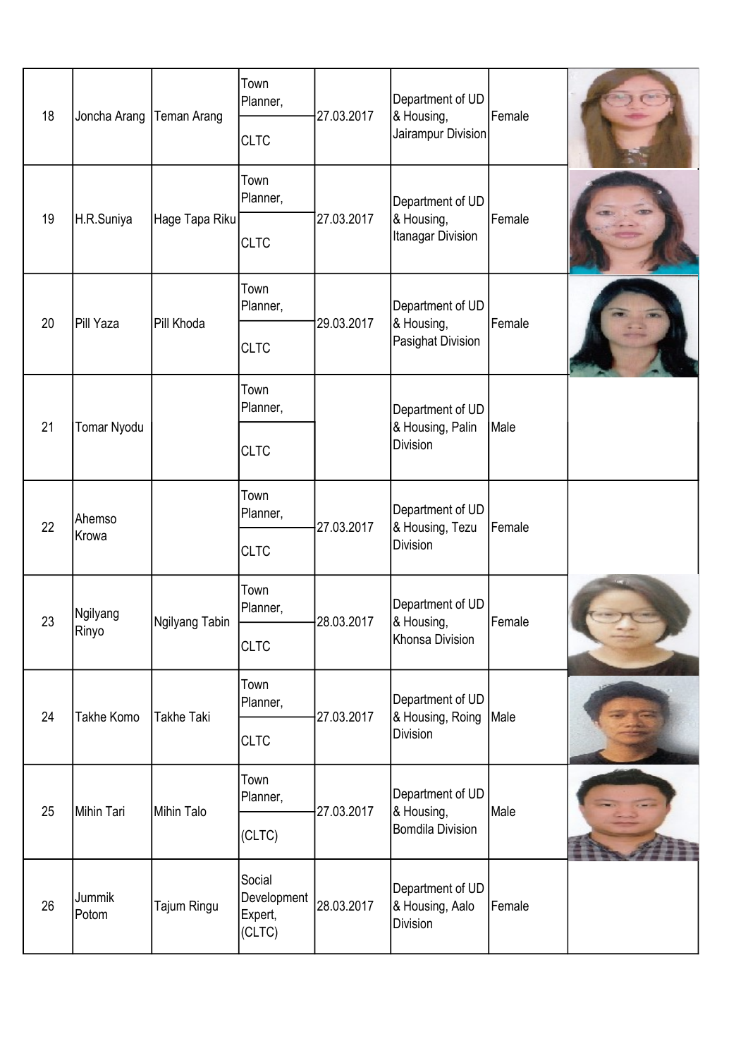| | | | | | | | |
|---|---|---|---|---|---|---|---|
| 18 | Joncha Arang | Teman Arang | Town Planner, CLTC | 27.03.2017 | Department of UD & Housing, Jairampur Division | Female | |
| 19 | H.R.Suniya | Hage Tapa Riku | Town Planner, CLTC | 27.03.2017 | Department of UD & Housing, Itanagar Division | Female | |
| 20 | Pill Yaza | Pill Khoda | Town Planner, CLTC | 29.03.2017 | Department of UD & Housing, Pasighat Division | Female | |
| 21 | Tomar Nyodu | | Town Planner, CLTC | | Department of UD & Housing, Palin Division | Male | |
| 22 | Ahemso Krowa | | Town Planner, CLTC | 27.03.2017 | Department of UD & Housing, Tezu Division | Female | |
| 23 | Ngilyang Rinyo | Ngilyang Tabin | Town Planner, CLTC | 28.03.2017 | Department of UD & Housing, Khonsa Division | Female | |
| 24 | Takhe Komo | Takhe Taki | Town Planner, CLTC | 27.03.2017 | Department of UD & Housing, Roing Division | Male | |
| 25 | Mihin Tari | Mihin Talo | Town Planner, (CLTC) | 27.03.2017 | Department of UD & Housing, Bomdila Division | Male | |
| 26 | Jummik Potom | Tajum Ringu | Social Development Expert, (CLTC) | 28.03.2017 | Department of UD & Housing, Aalo Division | Female | |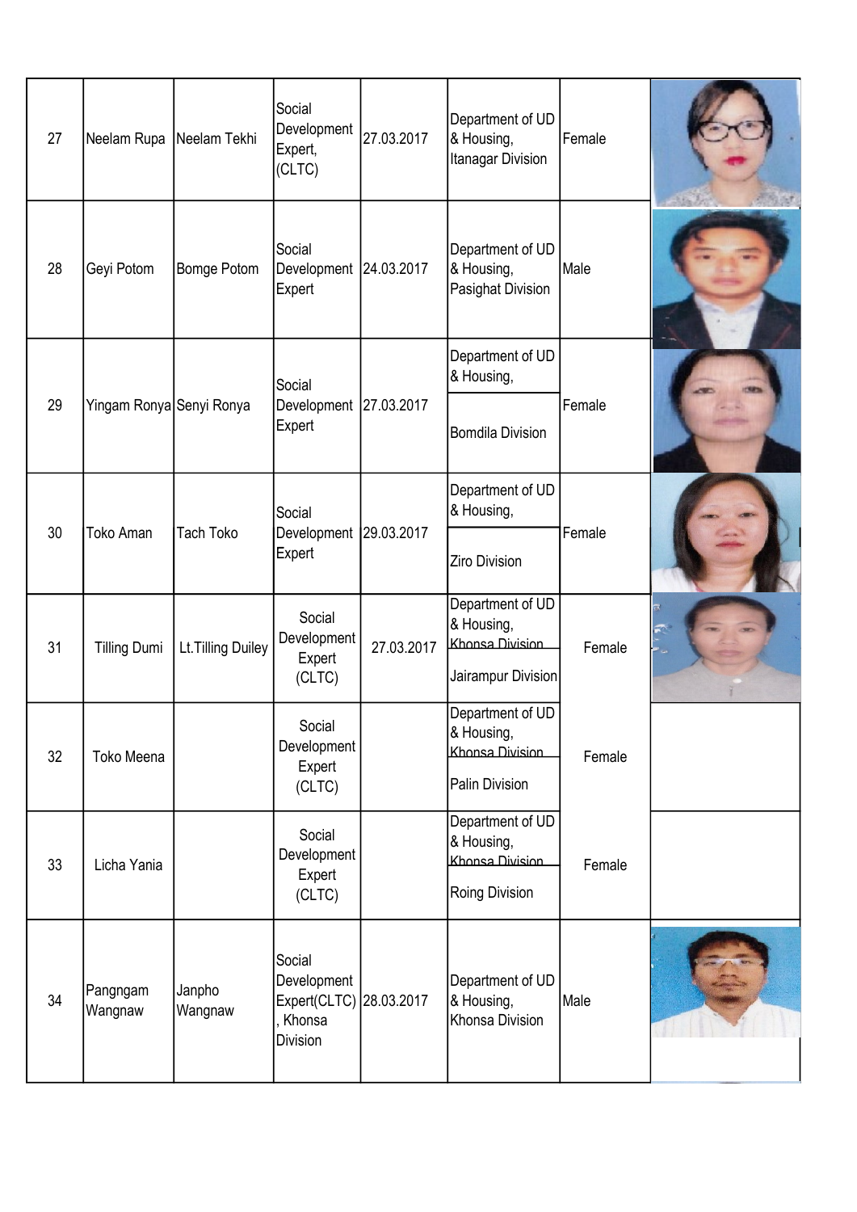| | | | | | | | |
|---|---|---|---|---|---|---|---|
| 27 | Neelam Rupa | Neelam Tekhi | Social Development Expert, (CLTC) | 27.03.2017 | Department of UD & Housing, Itanagar Division | Female | |
| 28 | Geyi Potom | Bomge Potom | Social Development Expert | 24.03.2017 | Department of UD & Housing, Pasighat Division | Male | |
| 29 | Yingam Ronya | Senyi Ronya | Social Development Expert | 27.03.2017 | Department of UD & Housing, Bomdila Division | Female | |
| 30 | Toko Aman | Tach Toko | Social Development Expert | 29.03.2017 | Department of UD & Housing, Ziro Division | Female | |
| 31 | Tilling Dumi | Lt.Tilling Duiley | Social Development Expert (CLTC) | 27.03.2017 | Department of UD & Housing, ~~Khonsa Division~~ Jairampur Division | Female | |
| 32 | Toko Meena | | Social Development Expert (CLTC) | | Department of UD & Housing, ~~Khonsa Division~~ Palin Division | Female | |
| 33 | Licha Yania | | Social Development Expert (CLTC) | | Department of UD & Housing, ~~Khonsa Division~~ Roing Division | Female | |
| 34 | Pangngam Wangnaw | Janpho Wangnaw | Social Development Expert(CLTC), Khonsa Division | 28.03.2017 | Department of UD & Housing, Khonsa Division | Male | |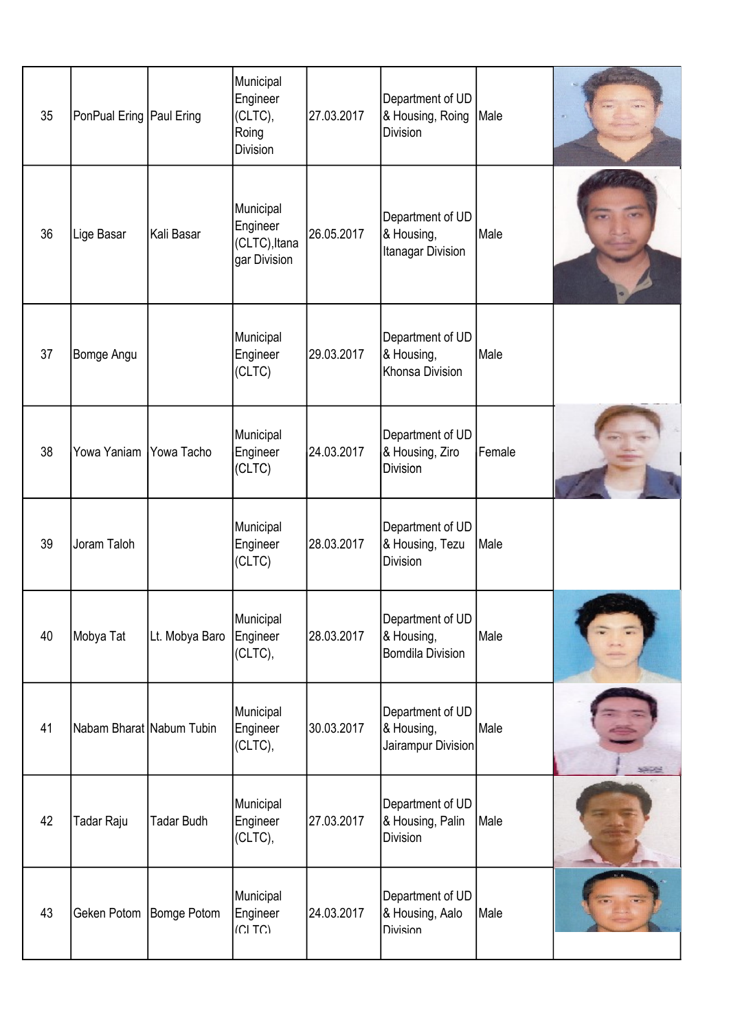| 35 | PonPual Ering | Paul Ering | Municipal Engineer (CLTC), Roing Division | 27.03.2017 | Department of UD & Housing, Roing Division | Male | |
|---|---|---|---|---|---|---|---|
| 36 | Lige Basar | Kali Basar | Municipal Engineer (CLTC),Itanagar Division | 26.05.2017 | Department of UD & Housing, Itanagar Division | Male | |
| 37 | Bomge Angu | | Municipal Engineer (CLTC) | 29.03.2017 | Department of UD & Housing, Khonsa Division | Male | |
| 38 | Yowa Yaniam | Yowa Tacho | Municipal Engineer (CLTC) | 24.03.2017 | Department of UD & Housing, Ziro Division | Female | |
| 39 | Joram Taloh | | Municipal Engineer (CLTC) | 28.03.2017 | Department of UD & Housing, Tezu Division | Male | |
| 40 | Mobya Tat | Lt. Mobya Baro | Municipal Engineer (CLTC), | 28.03.2017 | Department of UD & Housing, Bomdila Division | Male | |
| 41 | Nabam Bharat | Nabum Tubin | Municipal Engineer (CLTC), | 30.03.2017 | Department of UD & Housing, Jairampur Division | Male | |
| 42 | Tadar Raju | Tadar Budh | Municipal Engineer (CLTC), | 27.03.2017 | Department of UD & Housing, Palin Division | Male | |
| 43 | Geken Potom | Bomge Potom | Municipal Engineer (CLTC) | 24.03.2017 | Department of UD & Housing, Aalo Division | Male | |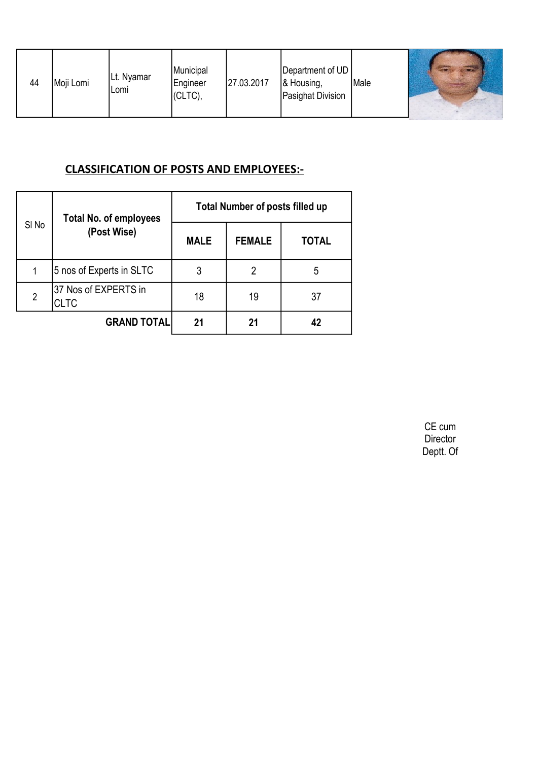| | | | | | | | |
|---|---|---|---|---|---|---|---|
| 44 | Moji Lomi | Lt. Nyamar Lomi | Municipal Engineer (CLTC), | 27.03.2017 | Department of UD & Housing, Pasighat Division | Male | |

## CLASSIFICATION OF POSTS AND EMPLOYEES:-

| Sl No | Total No. of employees (Post Wise) | Total Number of posts filled up | | |
|---|---|---|---|---|
| | | **MALE** | **FEMALE** | **TOTAL** |
| 1 | 5 nos of Experts in SLTC | 3 | 2 | 5 |
| 2 | 37 Nos of EXPERTS in CLTC | 18 | 19 | 37 |
| | **GRAND TOTAL** | **21** | **21** | **42** |

CE cum
Director
Deptt. Of